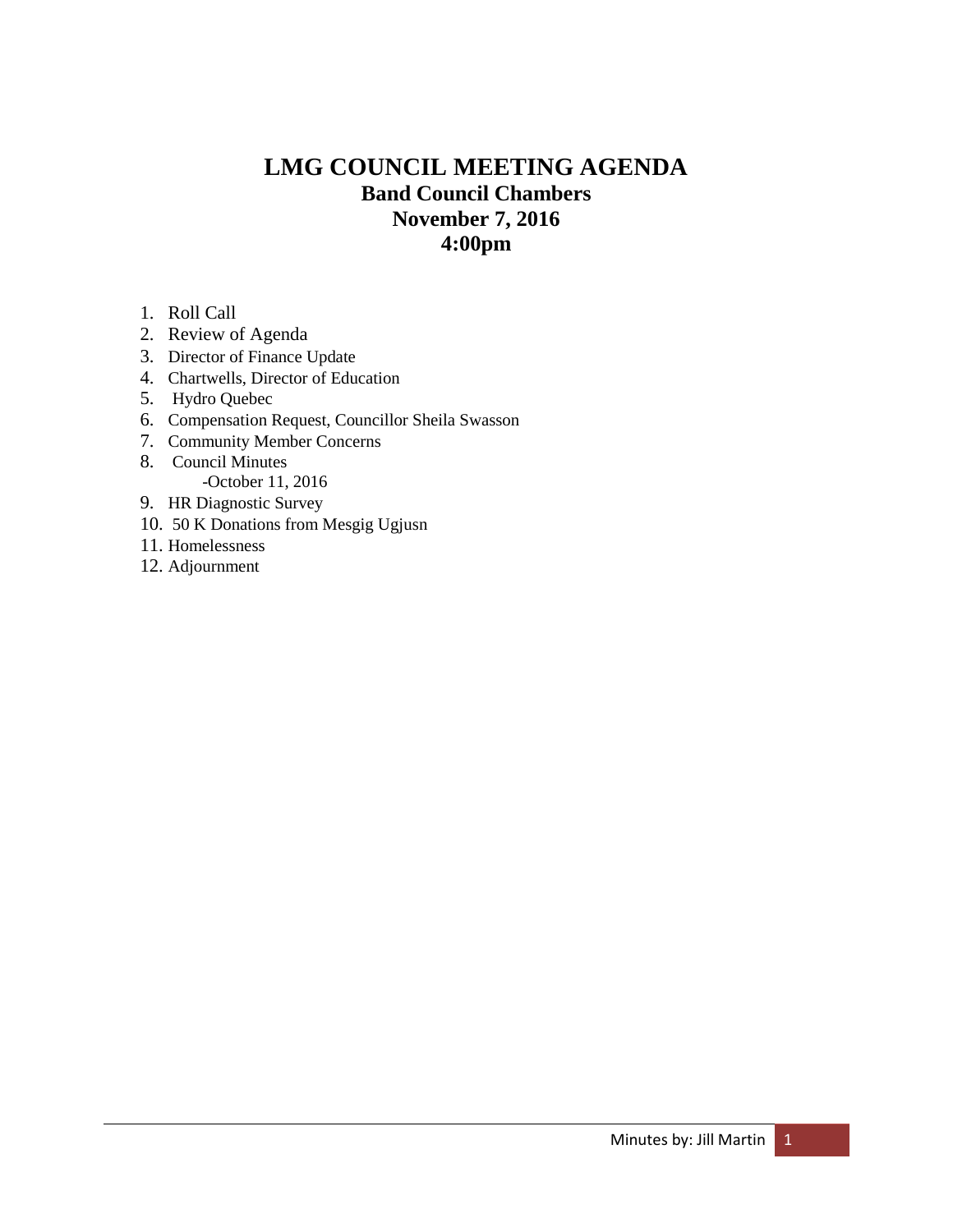# LMG COUNCIL MEETING AGENDA

## Band Council Chambers

## November 7, 2016

## 4:00pm

1. Roll Call
2. Review of Agenda
3. Director of Finance Update
4. Chartwells, Director of Education
5. Hydro Quebec
6. Compensation Request, Councillor Sheila Swasson
7. Community Member Concerns
8. Council Minutes
   - October 11, 2016
9. HR Diagnostic Survey
10. 50 K Donations from Mesgig Ugjusn
11. Homelessness
12. Adjournment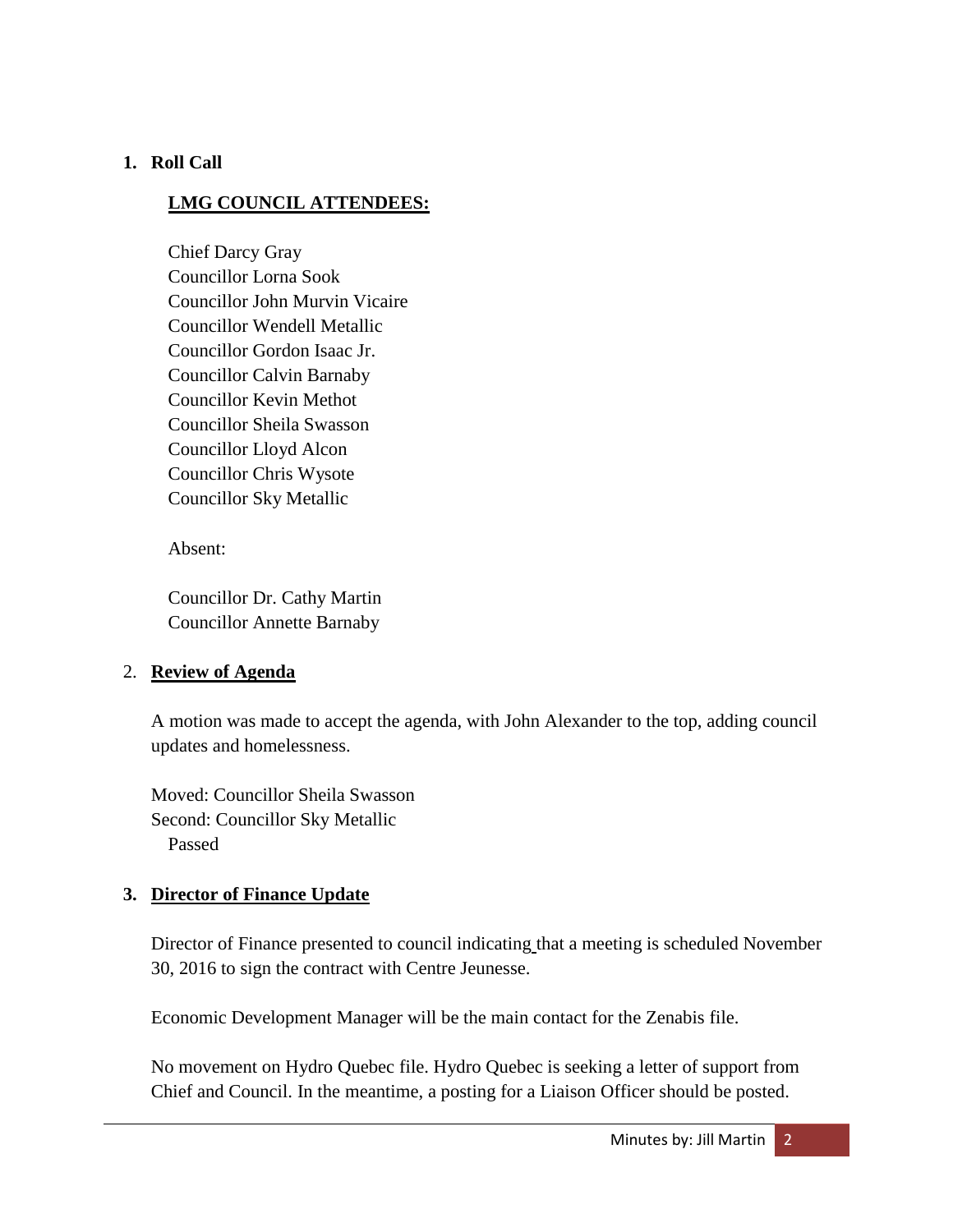## 1. Roll Call

**LMG COUNCIL ATTENDEES:**

Chief Darcy Gray
Councillor Lorna Sook
Councillor John Murvin Vicaire
Councillor Wendell Metallic
Councillor Gordon Isaac Jr.
Councillor Calvin Barnaby
Councillor Kevin Methot
Councillor Sheila Swasson
Councillor Lloyd Alcon
Councillor Chris Wysote
Councillor Sky Metallic

Absent:

Councillor Dr. Cathy Martin
Councillor Annette Barnaby

## 2. Review of Agenda

A motion was made to accept the agenda, with John Alexander to the top, adding council updates and homelessness.

Moved: Councillor Sheila Swasson
Second: Councillor Sky Metallic
Passed

## 3. Director of Finance Update

Director of Finance presented to council indicating that a meeting is scheduled November 30, 2016 to sign the contract with Centre Jeunesse.

Economic Development Manager will be the main contact for the Zenabis file.

No movement on Hydro Quebec file. Hydro Quebec is seeking a letter of support from Chief and Council. In the meantime, a posting for a Liaison Officer should be posted.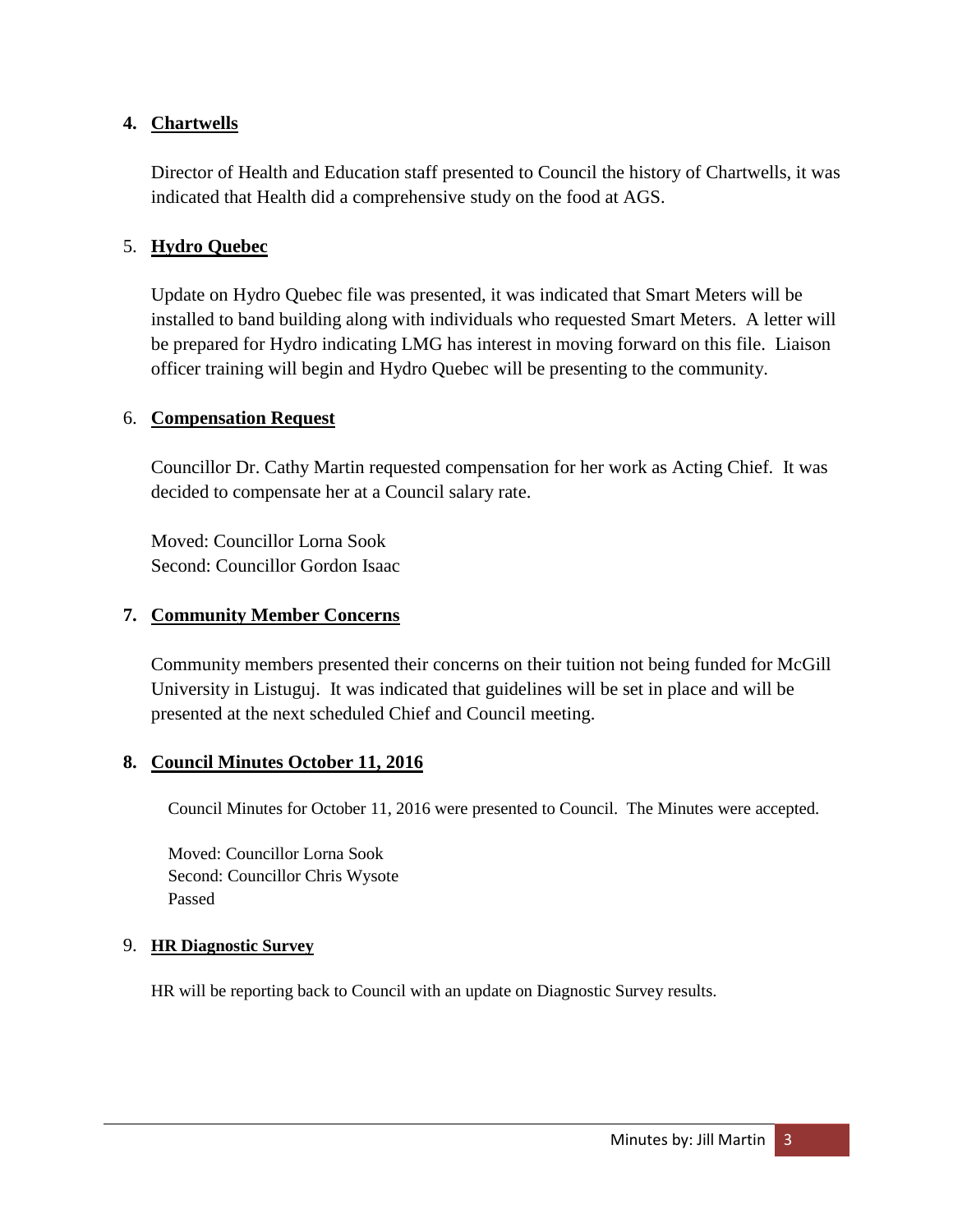## 4. Chartwells

Director of Health and Education staff presented to Council the history of Chartwells, it was indicated that Health did a comprehensive study on the food at AGS.

## 5. Hydro Quebec

Update on Hydro Quebec file was presented, it was indicated that Smart Meters will be installed to band building along with individuals who requested Smart Meters. A letter will be prepared for Hydro indicating LMG has interest in moving forward on this file. Liaison officer training will begin and Hydro Quebec will be presenting to the community.

## 6. Compensation Request

Councillor Dr. Cathy Martin requested compensation for her work as Acting Chief. It was decided to compensate her at a Council salary rate.

Moved: Councillor Lorna Sook
Second: Councillor Gordon Isaac

## 7. Community Member Concerns

Community members presented their concerns on their tuition not being funded for McGill University in Listuguj. It was indicated that guidelines will be set in place and will be presented at the next scheduled Chief and Council meeting.

## 8. Council Minutes October 11, 2016

Council Minutes for October 11, 2016 were presented to Council. The Minutes were accepted.

Moved: Councillor Lorna Sook
Second: Councillor Chris Wysote
Passed

## 9. HR Diagnostic Survey

HR will be reporting back to Council with an update on Diagnostic Survey results.

Minutes by: Jill Martin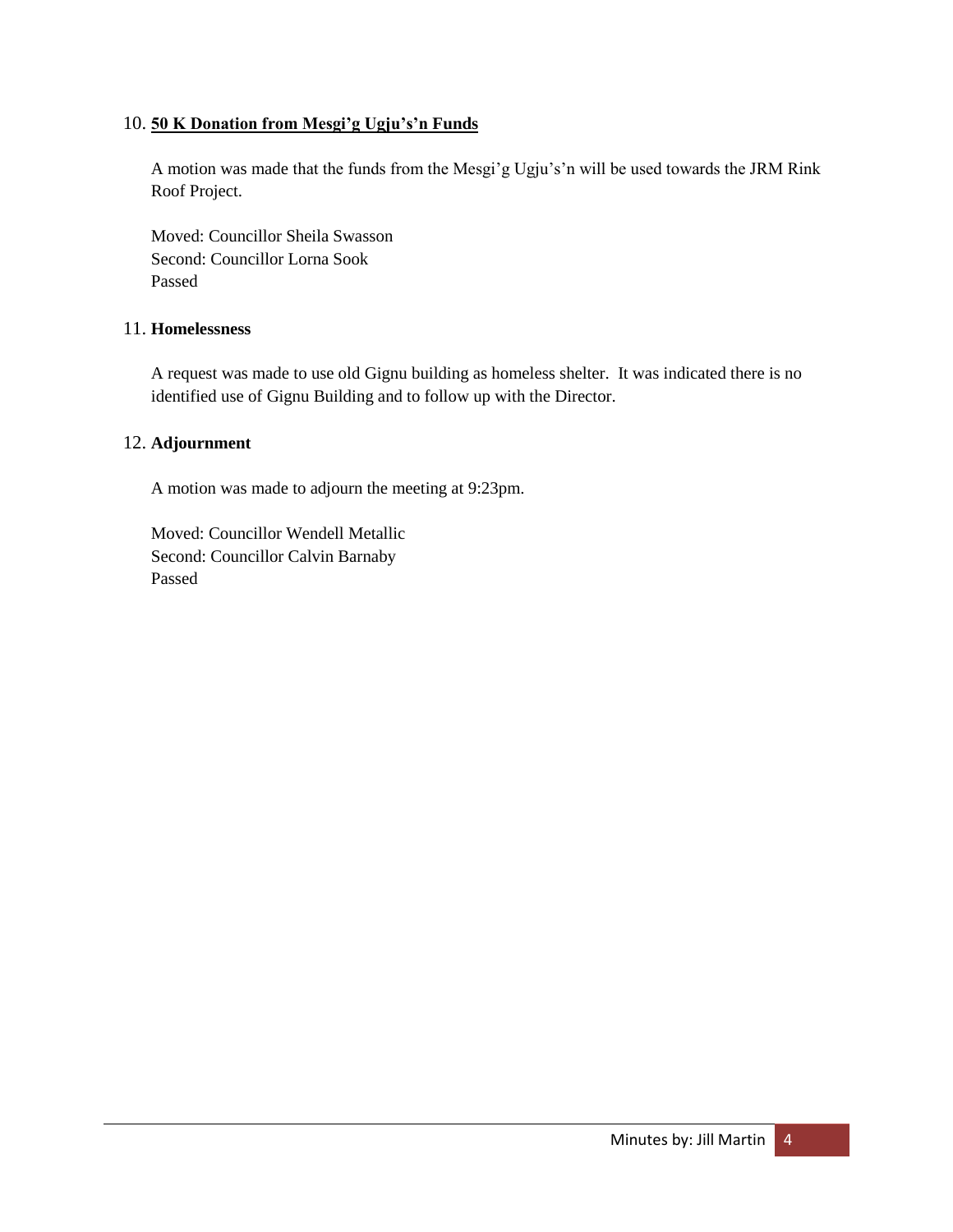10. **<u>50 K Donation from Mesgi'g Ugju's'n Funds</u>**

    A motion was made that the funds from the Mesgi'g Ugju's'n will be used towards the JRM Rink Roof Project.

    Moved: Councillor Sheila Swasson
    Second: Councillor Lorna Sook
    Passed

11. **Homelessness**

    A request was made to use old Gignu building as homeless shelter. It was indicated there is no identified use of Gignu Building and to follow up with the Director.

12. **Adjournment**

    A motion was made to adjourn the meeting at 9:23pm.

    Moved: Councillor Wendell Metallic
    Second: Councillor Calvin Barnaby
    Passed